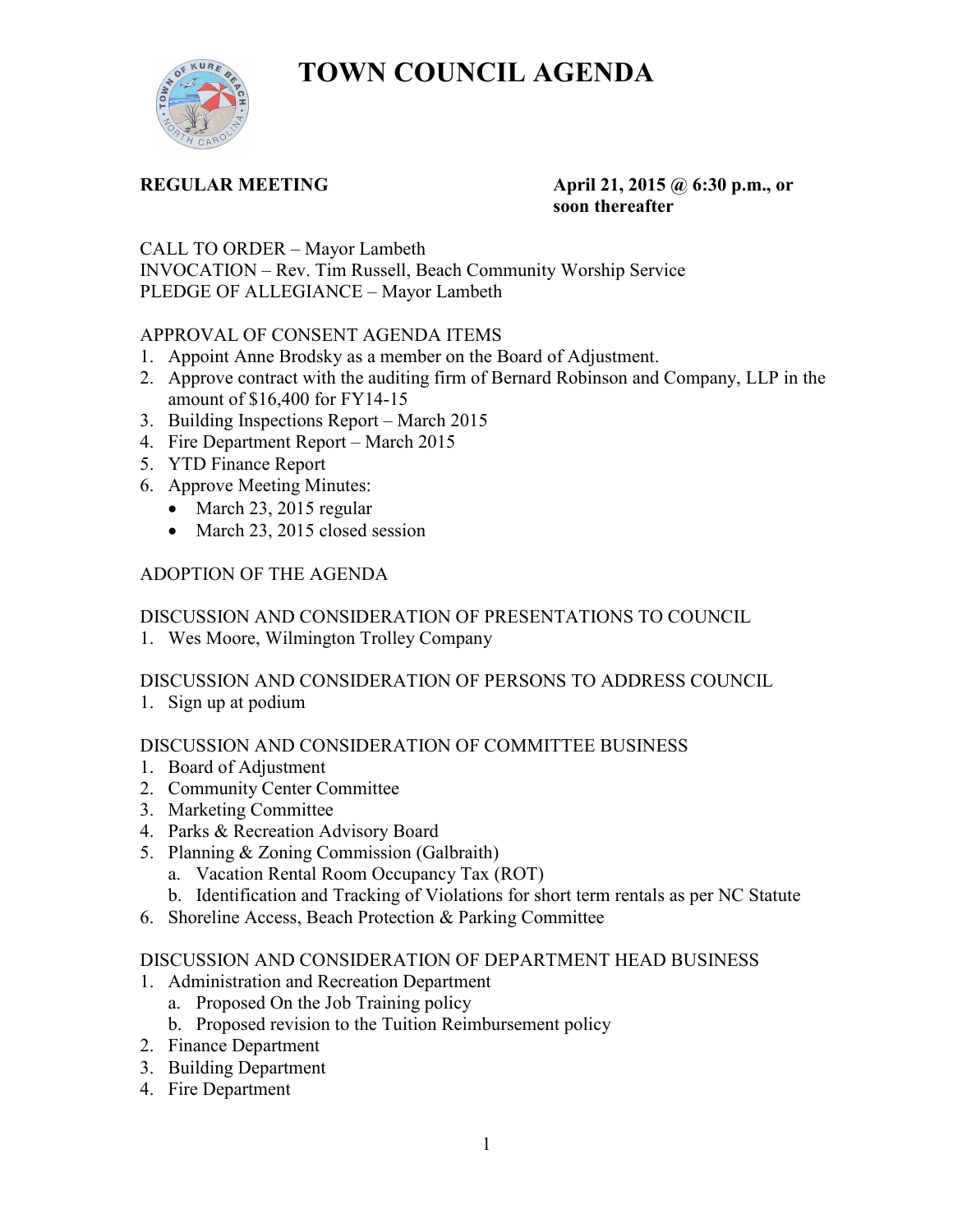# TOWN COUNCIL AGENDA

**REGULAR MEETING** **April 21, 2015 @ 6:30 p.m., or soon thereafter**

CALL TO ORDER – Mayor Lambeth
INVOCATION – Rev. Tim Russell, Beach Community Worship Service
PLEDGE OF ALLEGIANCE – Mayor Lambeth

APPROVAL OF CONSENT AGENDA ITEMS

1. Appoint Anne Brodsky as a member on the Board of Adjustment.
2. Approve contract with the auditing firm of Bernard Robinson and Company, LLP in the amount of $16,400 for FY14-15
3. Building Inspections Report – March 2015
4. Fire Department Report – March 2015
5. YTD Finance Report
6. Approve Meeting Minutes:
   - March 23, 2015 regular
   - March 23, 2015 closed session

ADOPTION OF THE AGENDA

DISCUSSION AND CONSIDERATION OF PRESENTATIONS TO COUNCIL

1. Wes Moore, Wilmington Trolley Company

DISCUSSION AND CONSIDERATION OF PERSONS TO ADDRESS COUNCIL

1. Sign up at podium

DISCUSSION AND CONSIDERATION OF COMMITTEE BUSINESS

1. Board of Adjustment
2. Community Center Committee
3. Marketing Committee
4. Parks & Recreation Advisory Board
5. Planning & Zoning Commission (Galbraith)
   a. Vacation Rental Room Occupancy Tax (ROT)
   b. Identification and Tracking of Violations for short term rentals as per NC Statute
6. Shoreline Access, Beach Protection & Parking Committee

DISCUSSION AND CONSIDERATION OF DEPARTMENT HEAD BUSINESS

1. Administration and Recreation Department
   a. Proposed On the Job Training policy
   b. Proposed revision to the Tuition Reimbursement policy
2. Finance Department
3. Building Department
4. Fire Department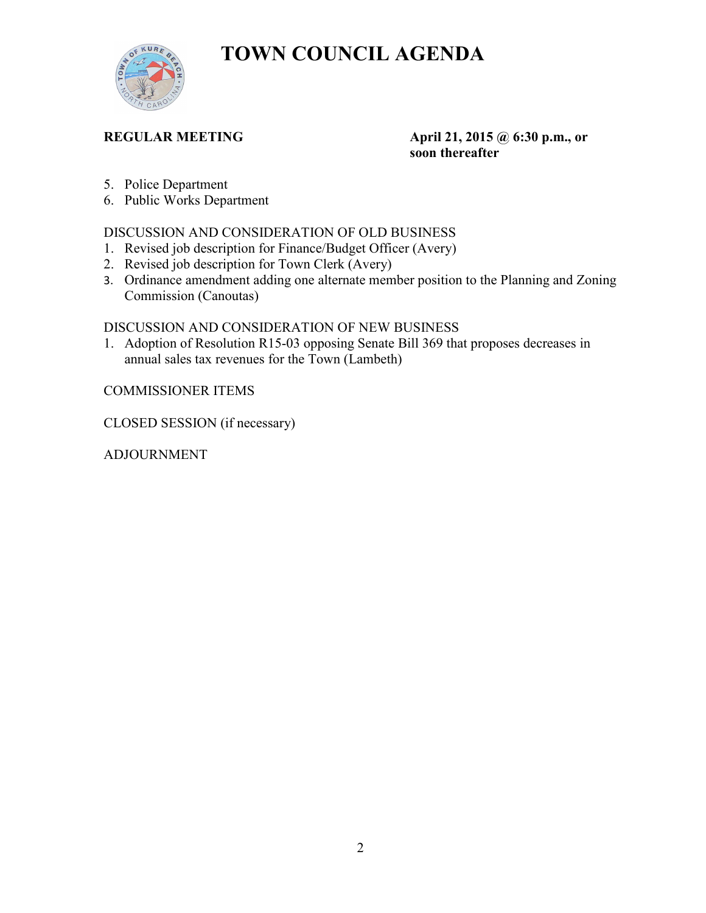# TOWN COUNCIL AGENDA

**REGULAR MEETING**

**April 21, 2015 @ 6:30 p.m., or soon thereafter**

5. Police Department
6. Public Works Department

DISCUSSION AND CONSIDERATION OF OLD BUSINESS

1. Revised job description for Finance/Budget Officer (Avery)
2. Revised job description for Town Clerk (Avery)
3. Ordinance amendment adding one alternate member position to the Planning and Zoning Commission (Canoutas)

DISCUSSION AND CONSIDERATION OF NEW BUSINESS

1. Adoption of Resolution R15-03 opposing Senate Bill 369 that proposes decreases in annual sales tax revenues for the Town (Lambeth)

COMMISSIONER ITEMS

CLOSED SESSION (if necessary)

ADJOURNMENT